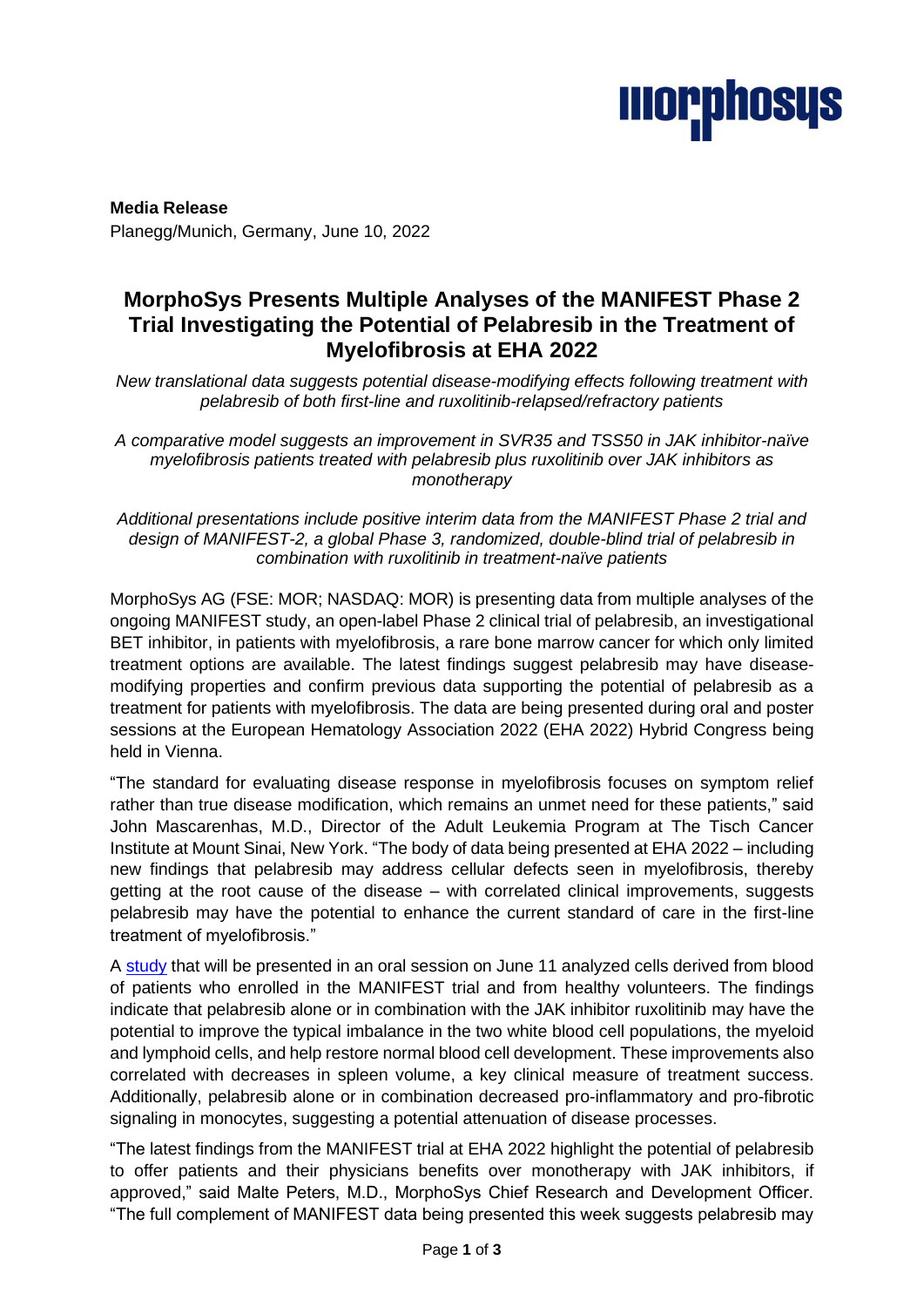**Media Release**
Planegg/Munich, Germany, June 10, 2022

# MorphoSys Presents Multiple Analyses of the MANIFEST Phase 2 Trial Investigating the Potential of Pelabresib in the Treatment of Myelofibrosis at EHA 2022

*New translational data suggests potential disease-modifying effects following treatment with pelabresib of both first-line and ruxolitinib-relapsed/refractory patients*

*A comparative model suggests an improvement in SVR35 and TSS50 in JAK inhibitor-naïve myelofibrosis patients treated with pelabresib plus ruxolitinib over JAK inhibitors as monotherapy*

*Additional presentations include positive interim data from the MANIFEST Phase 2 trial and design of MANIFEST-2, a global Phase 3, randomized, double-blind trial of pelabresib in combination with ruxolitinib in treatment-naïve patients*

MorphoSys AG (FSE: MOR; NASDAQ: MOR) is presenting data from multiple analyses of the ongoing MANIFEST study, an open-label Phase 2 clinical trial of pelabresib, an investigational BET inhibitor, in patients with myelofibrosis, a rare bone marrow cancer for which only limited treatment options are available. The latest findings suggest pelabresib may have disease-modifying properties and confirm previous data supporting the potential of pelabresib as a treatment for patients with myelofibrosis. The data are being presented during oral and poster sessions at the European Hematology Association 2022 (EHA 2022) Hybrid Congress being held in Vienna.

"The standard for evaluating disease response in myelofibrosis focuses on symptom relief rather than true disease modification, which remains an unmet need for these patients," said John Mascarenhas, M.D., Director of the Adult Leukemia Program at The Tisch Cancer Institute at Mount Sinai, New York. "The body of data being presented at EHA 2022 – including new findings that pelabresib may address cellular defects seen in myelofibrosis, thereby getting at the root cause of the disease – with correlated clinical improvements, suggests pelabresib may have the potential to enhance the current standard of care in the first-line treatment of myelofibrosis."

A study that will be presented in an oral session on June 11 analyzed cells derived from blood of patients who enrolled in the MANIFEST trial and from healthy volunteers. The findings indicate that pelabresib alone or in combination with the JAK inhibitor ruxolitinib may have the potential to improve the typical imbalance in the two white blood cell populations, the myeloid and lymphoid cells, and help restore normal blood cell development. These improvements also correlated with decreases in spleen volume, a key clinical measure of treatment success. Additionally, pelabresib alone or in combination decreased pro-inflammatory and pro-fibrotic signaling in monocytes, suggesting a potential attenuation of disease processes.

"The latest findings from the MANIFEST trial at EHA 2022 highlight the potential of pelabresib to offer patients and their physicians benefits over monotherapy with JAK inhibitors, if approved," said Malte Peters, M.D., MorphoSys Chief Research and Development Officer. "The full complement of MANIFEST data being presented this week suggests pelabresib may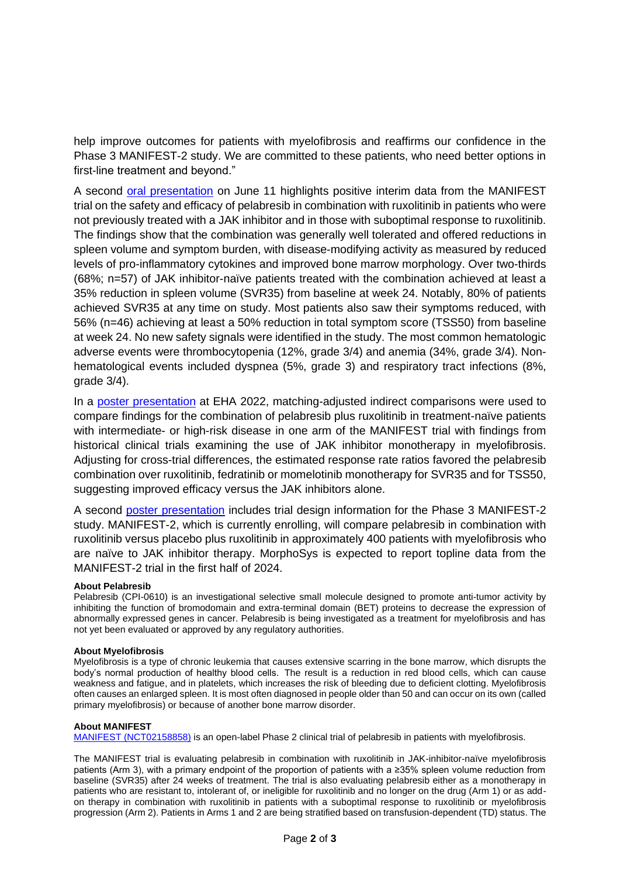help improve outcomes for patients with myelofibrosis and reaffirms our confidence in the Phase 3 MANIFEST-2 study. We are committed to these patients, who need better options in first-line treatment and beyond."

A second [oral presentation](#) on June 11 highlights positive interim data from the MANIFEST trial on the safety and efficacy of pelabresib in combination with ruxolitinib in patients who were not previously treated with a JAK inhibitor and in those with suboptimal response to ruxolitinib. The findings show that the combination was generally well tolerated and offered reductions in spleen volume and symptom burden, with disease-modifying activity as measured by reduced levels of pro-inflammatory cytokines and improved bone marrow morphology. Over two-thirds (68%; n=57) of JAK inhibitor-naïve patients treated with the combination achieved at least a 35% reduction in spleen volume (SVR35) from baseline at week 24. Notably, 80% of patients achieved SVR35 at any time on study. Most patients also saw their symptoms reduced, with 56% (n=46) achieving at least a 50% reduction in total symptom score (TSS50) from baseline at week 24. No new safety signals were identified in the study. The most common hematologic adverse events were thrombocytopenia (12%, grade 3/4) and anemia (34%, grade 3/4). Non-hematological events included dyspnea (5%, grade 3) and respiratory tract infections (8%, grade 3/4).

In a [poster presentation](#) at EHA 2022, matching-adjusted indirect comparisons were used to compare findings for the combination of pelabresib plus ruxolitinib in treatment-naïve patients with intermediate- or high-risk disease in one arm of the MANIFEST trial with findings from historical clinical trials examining the use of JAK inhibitor monotherapy in myelofibrosis. Adjusting for cross-trial differences, the estimated response rate ratios favored the pelabresib combination over ruxolitinib, fedratinib or momelotinib monotherapy for SVR35 and for TSS50, suggesting improved efficacy versus the JAK inhibitors alone.

A second [poster presentation](#) includes trial design information for the Phase 3 MANIFEST-2 study. MANIFEST-2, which is currently enrolling, will compare pelabresib in combination with ruxolitinib versus placebo plus ruxolitinib in approximately 400 patients with myelofibrosis who are naïve to JAK inhibitor therapy. MorphoSys is expected to report topline data from the MANIFEST-2 trial in the first half of 2024.

**About Pelabresib**

Pelabresib (CPI-0610) is an investigational selective small molecule designed to promote anti-tumor activity by inhibiting the function of bromodomain and extra-terminal domain (BET) proteins to decrease the expression of abnormally expressed genes in cancer. Pelabresib is being investigated as a treatment for myelofibrosis and has not yet been evaluated or approved by any regulatory authorities.

**About Myelofibrosis**

Myelofibrosis is a type of chronic leukemia that causes extensive scarring in the bone marrow, which disrupts the body's normal production of healthy blood cells. The result is a reduction in red blood cells, which can cause weakness and fatigue, and in platelets, which increases the risk of bleeding due to deficient clotting. Myelofibrosis often causes an enlarged spleen. It is most often diagnosed in people older than 50 and can occur on its own (called primary myelofibrosis) or because of another bone marrow disorder.

**About MANIFEST**

[MANIFEST (NCT02158858)](#) is an open-label Phase 2 clinical trial of pelabresib in patients with myelofibrosis.

The MANIFEST trial is evaluating pelabresib in combination with ruxolitinib in JAK-inhibitor-naïve myelofibrosis patients (Arm 3), with a primary endpoint of the proportion of patients with a ≥35% spleen volume reduction from baseline (SVR35) after 24 weeks of treatment. The trial is also evaluating pelabresib either as a monotherapy in patients who are resistant to, intolerant of, or ineligible for ruxolitinib and no longer on the drug (Arm 1) or as add-on therapy in combination with ruxolitinib in patients with a suboptimal response to ruxolitinib or myelofibrosis progression (Arm 2). Patients in Arms 1 and 2 are being stratified based on transfusion-dependent (TD) status. The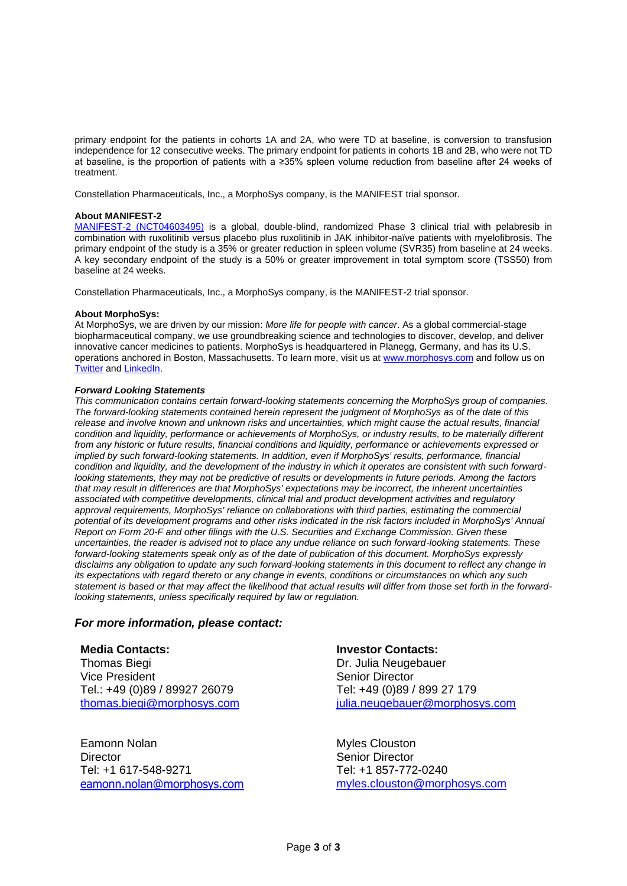primary endpoint for the patients in cohorts 1A and 2A, who were TD at baseline, is conversion to transfusion independence for 12 consecutive weeks. The primary endpoint for patients in cohorts 1B and 2B, who were not TD at baseline, is the proportion of patients with a ≥35% spleen volume reduction from baseline after 24 weeks of treatment.

Constellation Pharmaceuticals, Inc., a MorphoSys company, is the MANIFEST trial sponsor.

**About MANIFEST-2**

[MANIFEST-2 (NCT04603495)] is a global, double-blind, randomized Phase 3 clinical trial with pelabresib in combination with ruxolitinib versus placebo plus ruxolitinib in JAK inhibitor-naïve patients with myelofibrosis. The primary endpoint of the study is a 35% or greater reduction in spleen volume (SVR35) from baseline at 24 weeks. A key secondary endpoint of the study is a 50% or greater improvement in total symptom score (TSS50) from baseline at 24 weeks.

Constellation Pharmaceuticals, Inc., a MorphoSys company, is the MANIFEST-2 trial sponsor.

**About MorphoSys:**

At MorphoSys, we are driven by our mission: *More life for people with cancer*. As a global commercial-stage biopharmaceutical company, we use groundbreaking science and technologies to discover, develop, and deliver innovative cancer medicines to patients. MorphoSys is headquartered in Planegg, Germany, and has its U.S. operations anchored in Boston, Massachusetts. To learn more, visit us at www.morphosys.com and follow us on Twitter and LinkedIn.

***Forward Looking Statements***

*This communication contains certain forward-looking statements concerning the MorphoSys group of companies. The forward-looking statements contained herein represent the judgment of MorphoSys as of the date of this release and involve known and unknown risks and uncertainties, which might cause the actual results, financial condition and liquidity, performance or achievements of MorphoSys, or industry results, to be materially different from any historic or future results, financial conditions and liquidity, performance or achievements expressed or implied by such forward-looking statements. In addition, even if MorphoSys' results, performance, financial condition and liquidity, and the development of the industry in which it operates are consistent with such forward-looking statements, they may not be predictive of results or developments in future periods. Among the factors that may result in differences are that MorphoSys' expectations may be incorrect, the inherent uncertainties associated with competitive developments, clinical trial and product development activities and regulatory approval requirements, MorphoSys' reliance on collaborations with third parties, estimating the commercial potential of its development programs and other risks indicated in the risk factors included in MorphoSys' Annual Report on Form 20-F and other filings with the U.S. Securities and Exchange Commission. Given these uncertainties, the reader is advised not to place any undue reliance on such forward-looking statements. These forward-looking statements speak only as of the date of publication of this document. MorphoSys expressly disclaims any obligation to update any such forward-looking statements in this document to reflect any change in its expectations with regard thereto or any change in events, conditions or circumstances on which any such statement is based or that may affect the likelihood that actual results will differ from those set forth in the forward-looking statements, unless specifically required by law or regulation.*

### *For more information, please contact:*

**Media Contacts:**

Thomas Biegi
Vice President
Tel.: +49 (0)89 / 89927 26079
thomas.biegi@morphosys.com

Eamonn Nolan
Director
Tel: +1 617-548-9271
eamonn.nolan@morphosys.com

**Investor Contacts:**

Dr. Julia Neugebauer
Senior Director
Tel: +49 (0)89 / 899 27 179
julia.neugebauer@morphosys.com

Myles Clouston
Senior Director
Tel: +1 857-772-0240
myles.clouston@morphosys.com